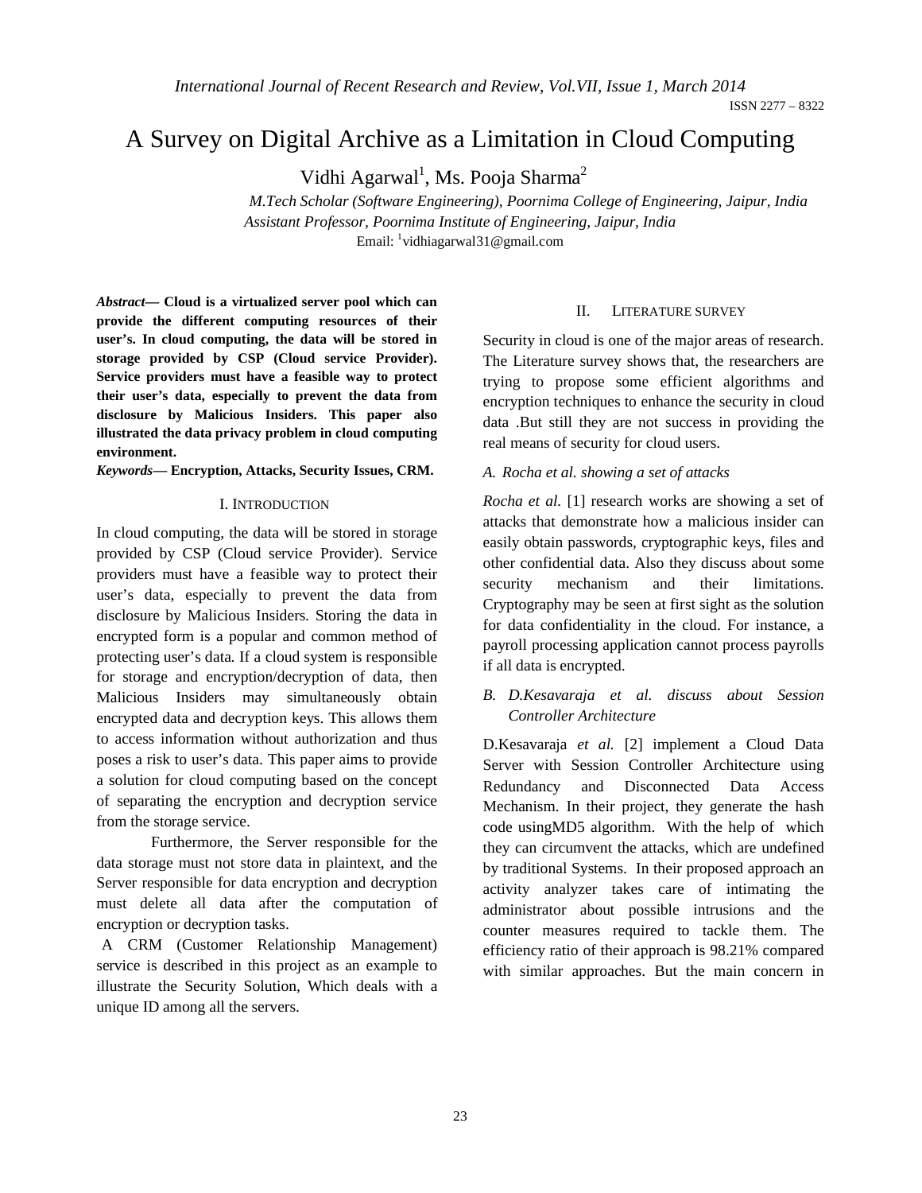# A Survey on Digital Archive as a Limitation in Cloud Computing

Vidhi Agarwal[1], Ms. Pooja Sharma[2]

*M.Tech Scholar (Software Engineering), Poornima College of Engineering, Jaipur, India*
*Assistant Professor, Poornima Institute of Engineering, Jaipur, India*
Email: [1]vidhiagarwal31@gmail.com

***Abstract*— Cloud is a virtualized server pool which can provide the different computing resources of their user's. In cloud computing, the data will be stored in storage provided by CSP (Cloud service Provider). Service providers must have a feasible way to protect their user's data, especially to prevent the data from disclosure by Malicious Insiders. This paper also illustrated the data privacy problem in cloud computing environment.**

***Keywords*— Encryption, Attacks, Security Issues, CRM.**

## I. Introduction

In cloud computing, the data will be stored in storage provided by CSP (Cloud service Provider). Service providers must have a feasible way to protect their user's data, especially to prevent the data from disclosure by Malicious Insiders. Storing the data in encrypted form is a popular and common method of protecting user's data. If a cloud system is responsible for storage and encryption/decryption of data, then Malicious Insiders may simultaneously obtain encrypted data and decryption keys. This allows them to access information without authorization and thus poses a risk to user's data. This paper aims to provide a solution for cloud computing based on the concept of separating the encryption and decryption service from the storage service.

Furthermore, the Server responsible for the data storage must not store data in plaintext, and the Server responsible for data encryption and decryption must delete all data after the computation of encryption or decryption tasks.

A CRM (Customer Relationship Management) service is described in this project as an example to illustrate the Security Solution, Which deals with a unique ID among all the servers.

## II. Literature Survey

Security in cloud is one of the major areas of research. The Literature survey shows that, the researchers are trying to propose some efficient algorithms and encryption techniques to enhance the security in cloud data .But still they are not success in providing the real means of security for cloud users.

### A. Rocha et al. showing a set of attacks

*Rocha et al.* [1] research works are showing a set of attacks that demonstrate how a malicious insider can easily obtain passwords, cryptographic keys, files and other confidential data. Also they discuss about some security mechanism and their limitations. Cryptography may be seen at first sight as the solution for data confidentiality in the cloud. For instance, a payroll processing application cannot process payrolls if all data is encrypted.

### B. D.Kesavaraja et al. discuss about Session Controller Architecture

D.Kesavaraja *et al.* [2] implement a Cloud Data Server with Session Controller Architecture using Redundancy and Disconnected Data Access Mechanism. In their project, they generate the hash code usingMD5 algorithm. With the help of which they can circumvent the attacks, which are undefined by traditional Systems. In their proposed approach an activity analyzer takes care of intimating the administrator about possible intrusions and the counter measures required to tackle them. The efficiency ratio of their approach is 98.21% compared with similar approaches. But the main concern in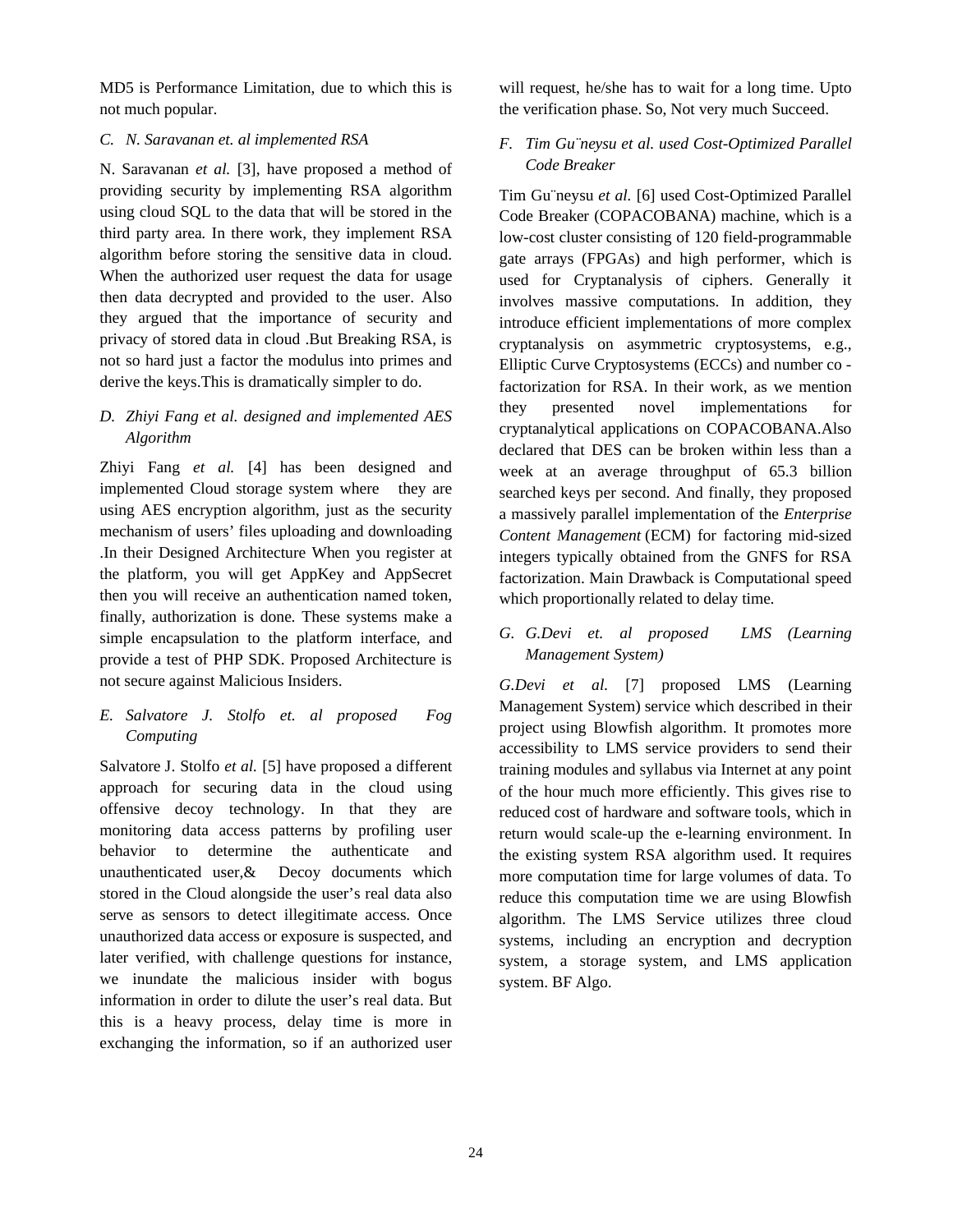MD5 is Performance Limitation, due to which this is not much popular.

### C. N. Saravanan et. al implemented RSA

N. Saravanan *et al.* [3], have proposed a method of providing security by implementing RSA algorithm using cloud SQL to the data that will be stored in the third party area. In there work, they implement RSA algorithm before storing the sensitive data in cloud. When the authorized user request the data for usage then data decrypted and provided to the user. Also they argued that the importance of security and privacy of stored data in cloud .But Breaking RSA, is not so hard just a factor the modulus into primes and derive the keys.This is dramatically simpler to do.

### D. Zhiyi Fang et al. designed and implemented AES Algorithm

Zhiyi Fang *et al.* [4] has been designed and implemented Cloud storage system where they are using AES encryption algorithm, just as the security mechanism of users' files uploading and downloading .In their Designed Architecture When you register at the platform, you will get AppKey and AppSecret then you will receive an authentication named token, finally, authorization is done. These systems make a simple encapsulation to the platform interface, and provide a test of PHP SDK. Proposed Architecture is not secure against Malicious Insiders.

### E. Salvatore J. Stolfo et. al proposed Fog Computing

Salvatore J. Stolfo *et al.* [5] have proposed a different approach for securing data in the cloud using offensive decoy technology. In that they are monitoring data access patterns by profiling user behavior to determine the authenticate and unauthenticated user,& Decoy documents which stored in the Cloud alongside the user's real data also serve as sensors to detect illegitimate access. Once unauthorized data access or exposure is suspected, and later verified, with challenge questions for instance, we inundate the malicious insider with bogus information in order to dilute the user's real data. But this is a heavy process, delay time is more in exchanging the information, so if an authorized user will request, he/she has to wait for a long time. Upto the verification phase. So, Not very much Succeed.

### F. Tim Gu¨neysu et al. used Cost-Optimized Parallel Code Breaker

Tim Gu¨neysu *et al.* [6] used Cost-Optimized Parallel Code Breaker (COPACOBANA) machine, which is a low-cost cluster consisting of 120 field-programmable gate arrays (FPGAs) and high performer, which is used for Cryptanalysis of ciphers. Generally it involves massive computations. In addition, they introduce efficient implementations of more complex cryptanalysis on asymmetric cryptosystems, e.g., Elliptic Curve Cryptosystems (ECCs) and number co - factorization for RSA. In their work, as we mention they presented novel implementations for cryptanalytical applications on COPACOBANA.Also declared that DES can be broken within less than a week at an average throughput of 65.3 billion searched keys per second. And finally, they proposed a massively parallel implementation of the *Enterprise Content Management* (ECM) for factoring mid-sized integers typically obtained from the GNFS for RSA factorization. Main Drawback is Computational speed which proportionally related to delay time.

### G. G.Devi et. al proposed LMS (Learning Management System)

*G.Devi et al.* [7] proposed LMS (Learning Management System) service which described in their project using Blowfish algorithm. It promotes more accessibility to LMS service providers to send their training modules and syllabus via Internet at any point of the hour much more efficiently. This gives rise to reduced cost of hardware and software tools, which in return would scale-up the e-learning environment. In the existing system RSA algorithm used. It requires more computation time for large volumes of data. To reduce this computation time we are using Blowfish algorithm. The LMS Service utilizes three cloud systems, including an encryption and decryption system, a storage system, and LMS application system. BF Algo.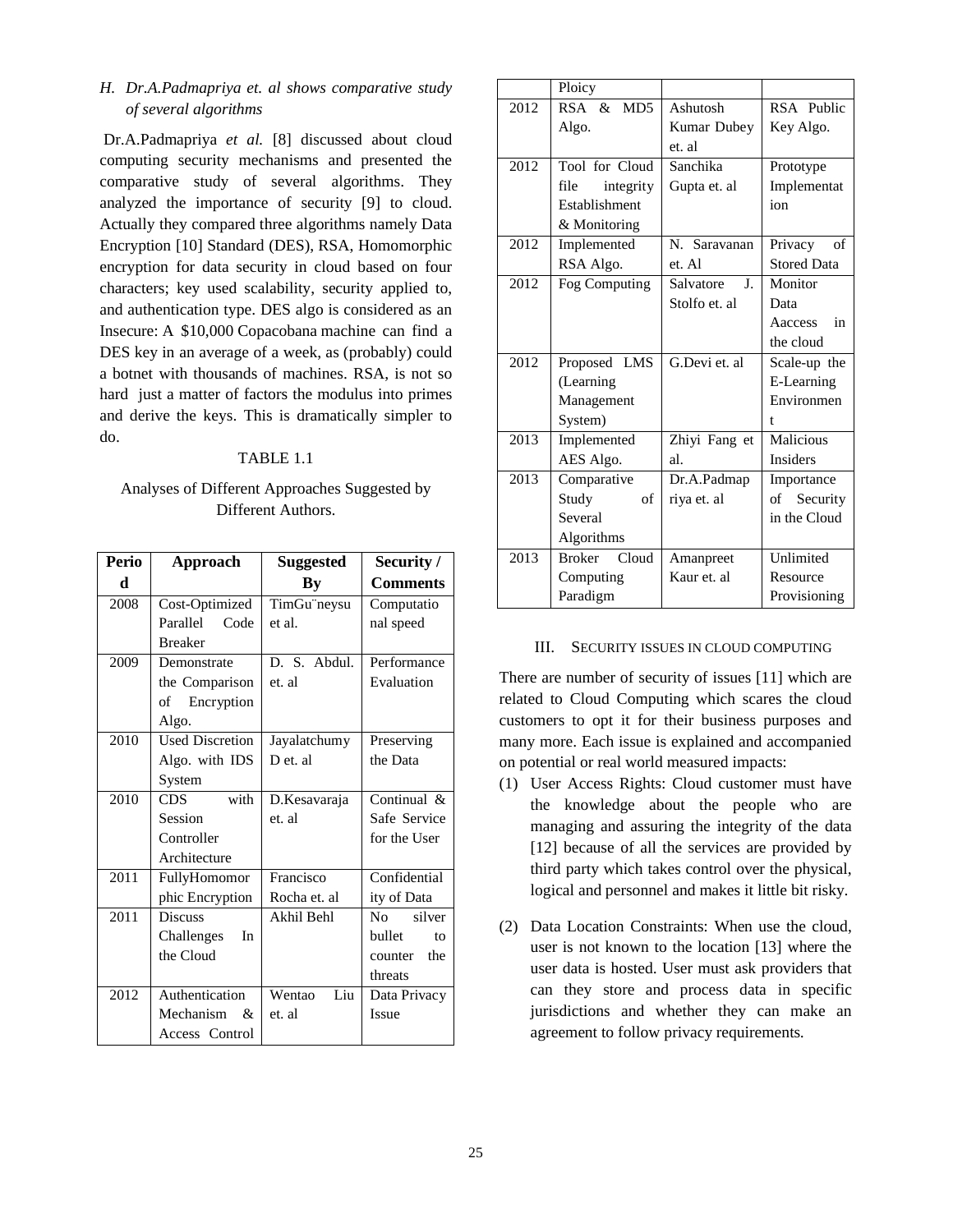### H. *Dr.A.Padmapriya et. al shows comparative study of several algorithms*

Dr.A.Padmapriya *et al.* [8] discussed about cloud computing security mechanisms and presented the comparative study of several algorithms. They analyzed the importance of security [9] to cloud. Actually they compared three algorithms namely Data Encryption [10] Standard (DES), RSA, Homomorphic encryption for data security in cloud based on four characters; key used scalability, security applied to, and authentication type. DES algo is considered as an Insecure: A $10,000 Copacobana machine can find a DES key in an average of a week, as (probably) could a botnet with thousands of machines. RSA, is not so hard just a matter of factors the modulus into primes and derive the keys. This is dramatically simpler to do.

TABLE 1.1

Analyses of Different Approaches Suggested by Different Authors.

| Period | Approach | Suggested By | Security / Comments |
|---|---|---|---|
| 2008 | Cost-Optimized Parallel Code Breaker | TimGu¨neysu et al. | Computational speed |
| 2009 | Demonstrate the Comparison of Encryption Algo. | D. S. Abdul. et. al | Performance Evaluation |
| 2010 | Used Discretion Algo. with IDS System | Jayalatchumy D et. al | Preserving the Data |
| 2010 | CDS with Session Controller Architecture | D.Kesavaraja et. al | Continual & Safe Service for the User |
| 2011 | FullyHomomorphic Encryption | Francisco Rocha et. al | Confidentiality of Data |
| 2011 | Discuss Challenges In the Cloud | Akhil Behl | No silver bullet to counter the threats |
| 2012 | Authentication Mechanism & Access Control Ploicy | Wentao Liu et. al | Data Privacy Issue |
| 2012 | RSA & MD5 Algo. | Ashutosh Kumar Dubey et. al | RSA Public Key Algo. |
| 2012 | Tool for Cloud file integrity Establishment & Monitoring | Sanchika Gupta et. al | Prototype Implementation |
| 2012 | Implemented RSA Algo. | N. Saravanan et. Al | Privacy of Stored Data |
| 2012 | Fog Computing | Salvatore J. Stolfo et. al | Monitor Data Aaccess in the cloud |
| 2012 | Proposed LMS (Learning Management System) | G.Devi et. al | Scale-up the E-Learning Environment |
| 2013 | Implemented AES Algo. | Zhiyi Fang et al. | Malicious Insiders |
| 2013 | Comparative Study of Several Algorithms | Dr.A.Padmapriya et. al | Importance of Security in the Cloud |
| 2013 | Broker Cloud Computing Paradigm | Amanpreet Kaur et. al | Unlimited Resource Provisioning |

## III. SECURITY ISSUES IN CLOUD COMPUTING

There are number of security of issues [11] which are related to Cloud Computing which scares the cloud customers to opt it for their business purposes and many more. Each issue is explained and accompanied on potential or real world measured impacts:

(1) User Access Rights: Cloud customer must have the knowledge about the people who are managing and assuring the integrity of the data [12] because of all the services are provided by third party which takes control over the physical, logical and personnel and makes it little bit risky.

(2) Data Location Constraints: When use the cloud, user is not known to the location [13] where the user data is hosted. User must ask providers that can they store and process data in specific jurisdictions and whether they can make an agreement to follow privacy requirements.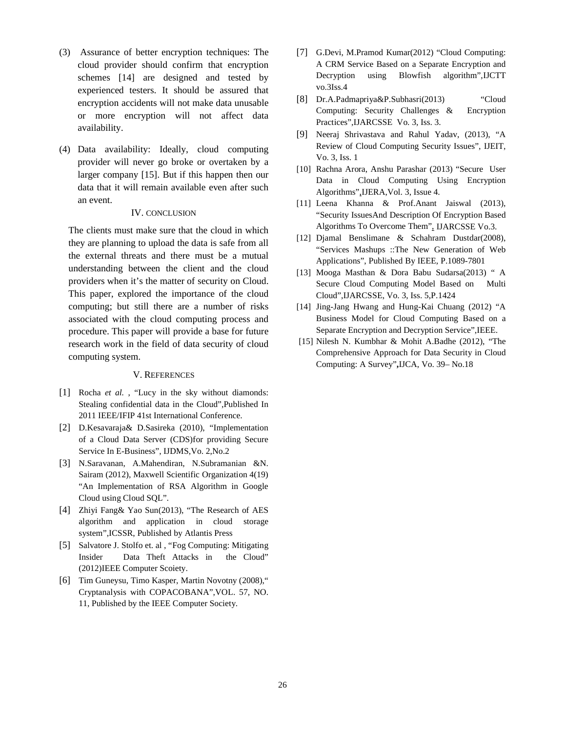(3) Assurance of better encryption techniques: The cloud provider should confirm that encryption schemes [14] are designed and tested by experienced testers. It should be assured that encryption accidents will not make data unusable or more encryption will not affect data availability.

(4) Data availability: Ideally, cloud computing provider will never go broke or overtaken by a larger company [15]. But if this happen then our data that it will remain available even after such an event.

## IV. CONCLUSION

The clients must make sure that the cloud in which they are planning to upload the data is safe from all the external threats and there must be a mutual understanding between the client and the cloud providers when it's the matter of security on Cloud. This paper, explored the importance of the cloud computing; but still there are a number of risks associated with the cloud computing process and procedure. This paper will provide a base for future research work in the field of data security of cloud computing system.

## V. REFERENCES

[1] Rocha *et al.* , "Lucy in the sky without diamonds: Stealing confidential data in the Cloud",Published In 2011 IEEE/IFIP 41st International Conference.

[2] D.Kesavaraja& D.Sasireka (2010), "Implementation of a Cloud Data Server (CDS)for providing Secure Service In E-Business", IJDMS,Vo. 2,No.2

[3] N.Saravanan, A.Mahendiran, N.Subramanian &N. Sairam (2012), Maxwell Scientific Organization 4(19) "An Implementation of RSA Algorithm in Google Cloud using Cloud SQL".

[4] Zhiyi Fang& Yao Sun(2013), "The Research of AES algorithm and application in cloud storage system",ICSSR, Published by Atlantis Press

[5] Salvatore J. Stolfo et. al , "Fog Computing: Mitigating Insider Data Theft Attacks in the Cloud" (2012)IEEE Computer Scoiety.

[6] Tim Guneysu, Timo Kasper, Martin Novotny (2008)," Cryptanalysis with COPACOBANA",VOL. 57, NO. 11, Published by the IEEE Computer Society.

[7] G.Devi, M.Pramod Kumar(2012) "Cloud Computing: A CRM Service Based on a Separate Encryption and Decryption using Blowfish algorithm",IJCTT vo.3Iss.4

[8] Dr.A.Padmapriya&P.Subhasri(2013) "Cloud Computing: Security Challenges & Encryption Practices",IJARCSSE Vo. 3, Iss. 3.

[9] Neeraj Shrivastava and Rahul Yadav, (2013), "A Review of Cloud Computing Security Issues", IJEIT, Vo. 3, Iss. 1

[10] Rachna Arora, Anshu Parashar (2013) "Secure User Data in Cloud Computing Using Encryption Algorithms",IJERA,Vol. 3, Issue 4.

[11] Leena Khanna & Prof.Anant Jaiswal (2013), "Security IssuesAnd Description Of Encryption Based Algorithms To Overcome Them", IJARCSSE Vo.3.

[12] Djamal Benslimane & Schahram Dustdar(2008), "Services Mashups ::The New Generation of Web Applications", Published By IEEE, P.1089-7801

[13] Mooga Masthan & Dora Babu Sudarsa(2013) " A Secure Cloud Computing Model Based on Multi Cloud",IJARCSSE, Vo. 3, Iss. 5,P.1424

[14] Jing-Jang Hwang and Hung-Kai Chuang (2012) "A Business Model for Cloud Computing Based on a Separate Encryption and Decryption Service",IEEE.

[15] Nilesh N. Kumbhar & Mohit A.Badhe (2012), "The Comprehensive Approach for Data Security in Cloud Computing: A Survey",IJCA, Vo. 39– No.18